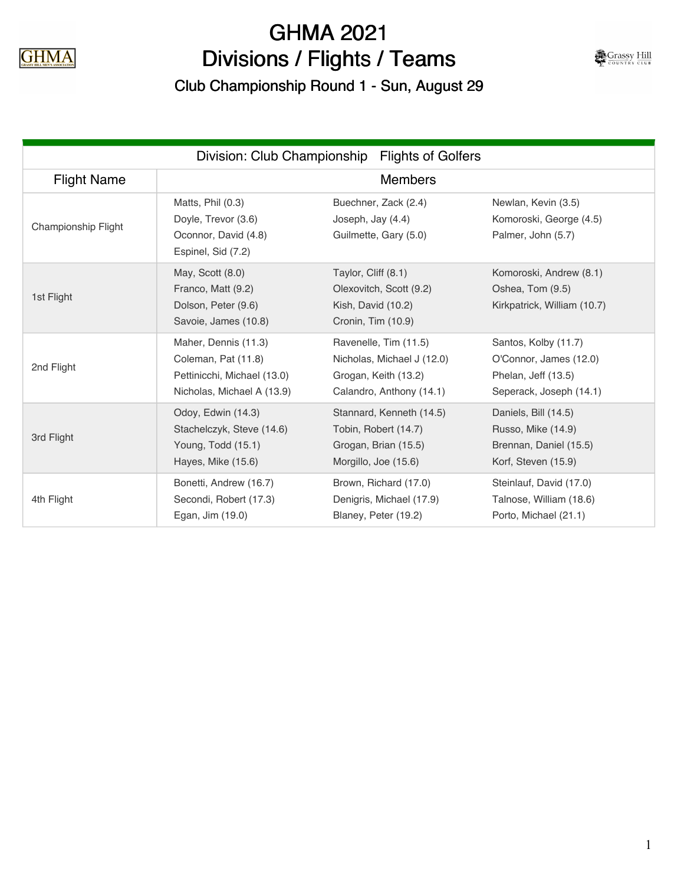# GHMA 2021
# Divisions / Flights / Teams
## Club Championship Round 1 - Sun, August 29

| Division: Club Championship    Flights of Golfers | | | |
|---|---|---|---|
| **Flight Name** | **Members** | | |
| Championship Flight | Matts, Phil (0.3) | Buechner, Zack (2.4) | Newlan, Kevin (3.5) |
| | Doyle, Trevor (3.6) | Joseph, Jay (4.4) | Komoroski, George (4.5) |
| | Oconnor, David (4.8) | Guilmette, Gary (5.0) | Palmer, John (5.7) |
| | Espinel, Sid (7.2) | | |
| 1st Flight | May, Scott (8.0) | Taylor, Cliff (8.1) | Komoroski, Andrew (8.1) |
| | Franco, Matt (9.2) | Olexovitch, Scott (9.2) | Oshea, Tom (9.5) |
| | Dolson, Peter (9.6) | Kish, David (10.2) | Kirkpatrick, William (10.7) |
| | Savoie, James (10.8) | Cronin, Tim (10.9) | |
| 2nd Flight | Maher, Dennis (11.3) | Ravenelle, Tim (11.5) | Santos, Kolby (11.7) |
| | Coleman, Pat (11.8) | Nicholas, Michael J (12.0) | O'Connor, James (12.0) |
| | Pettinicchi, Michael (13.0) | Grogan, Keith (13.2) | Phelan, Jeff (13.5) |
| | Nicholas, Michael A (13.9) | Calandro, Anthony (14.1) | Seperack, Joseph (14.1) |
| 3rd Flight | Odoy, Edwin (14.3) | Stannard, Kenneth (14.5) | Daniels, Bill (14.5) |
| | Stachelczyk, Steve (14.6) | Tobin, Robert (14.7) | Russo, Mike (14.9) |
| | Young, Todd (15.1) | Grogan, Brian (15.5) | Brennan, Daniel (15.5) |
| | Hayes, Mike (15.6) | Morgillo, Joe (15.6) | Korf, Steven (15.9) |
| 4th Flight | Bonetti, Andrew (16.7) | Brown, Richard (17.0) | Steinlauf, David (17.0) |
| | Secondi, Robert (17.3) | Denigris, Michael (17.9) | Talnose, William (18.6) |
| | Egan, Jim (19.0) | Blaney, Peter (19.2) | Porto, Michael (21.1) |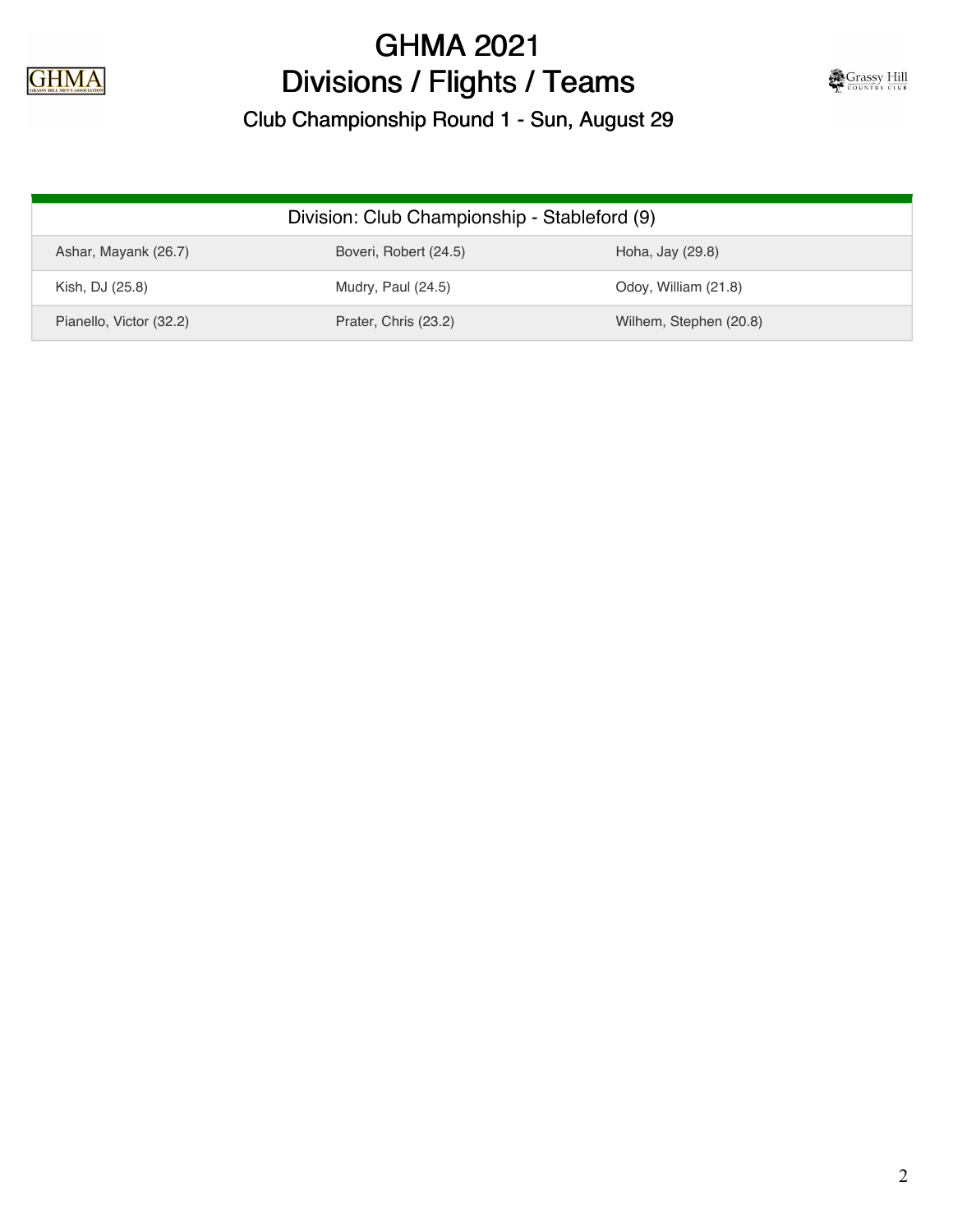# GHMA 2021

# Divisions / Flights / Teams

## Club Championship Round 1 - Sun, August 29

| Division: Club Championship - Stableford (9) | | |
|---|---|---|
| Ashar, Mayank (26.7) | Boveri, Robert (24.5) | Hoha, Jay (29.8) |
| Kish, DJ (25.8) | Mudry, Paul (24.5) | Odoy, William (21.8) |
| Pianello, Victor (32.2) | Prater, Chris (23.2) | Wilhem, Stephen (20.8) |